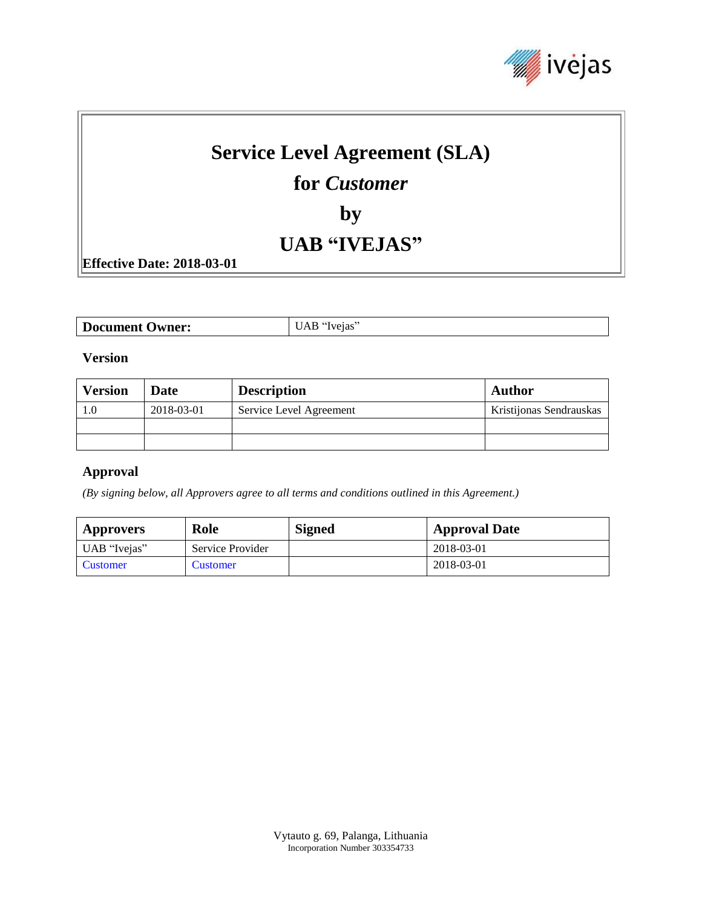# Service Level Agreement (SLA)

# for *Customer*

# by

# UAB "IVEJAS"

**Effective Date: 2018-03-01**

| **Document Owner:** | UAB "Ivejas" |
|---|---|

### Version

| Version | Date | Description | Author |
|---|---|---|---|
| 1.0 | 2018-03-01 | Service Level Agreement | Kristijonas Sendrauskas |
| | | | |
| | | | |

### Approval

*(By signing below, all Approvers agree to all terms and conditions outlined in this Agreement.)*

| Approvers | Role | Signed | Approval Date |
|---|---|---|---|
| UAB "Ivejas" | Service Provider | | 2018-03-01 |
| Customer | Customer | | 2018-03-01 |

Vytauto g. 69, Palanga, Lithuania
Incorporation Number 303354733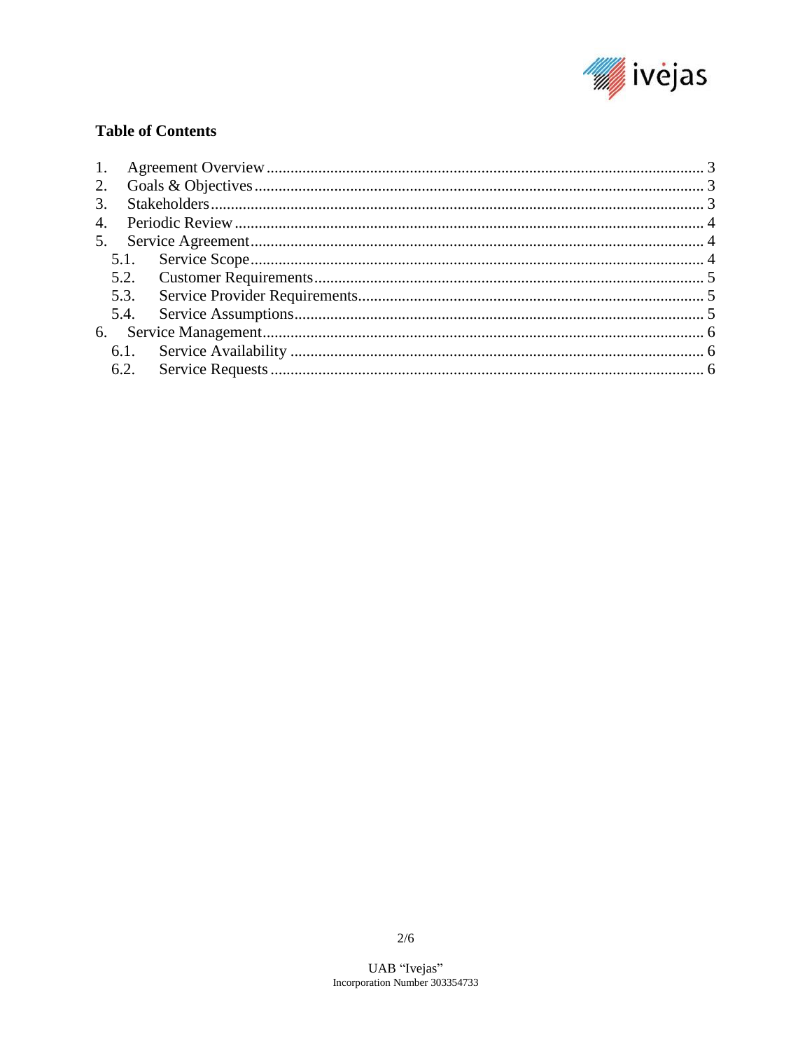## Table of Contents

1. Agreement Overview ..... 3
2. Goals & Objectives ..... 3
3. Stakeholders ..... 3
4. Periodic Review ..... 4
5. Service Agreement ..... 4
   - 5.1. Service Scope ..... 4
   - 5.2. Customer Requirements ..... 5
   - 5.3. Service Provider Requirements ..... 5
   - 5.4. Service Assumptions ..... 5
6. Service Management ..... 6
   - 6.1. Service Availability ..... 6
   - 6.2. Service Requests ..... 6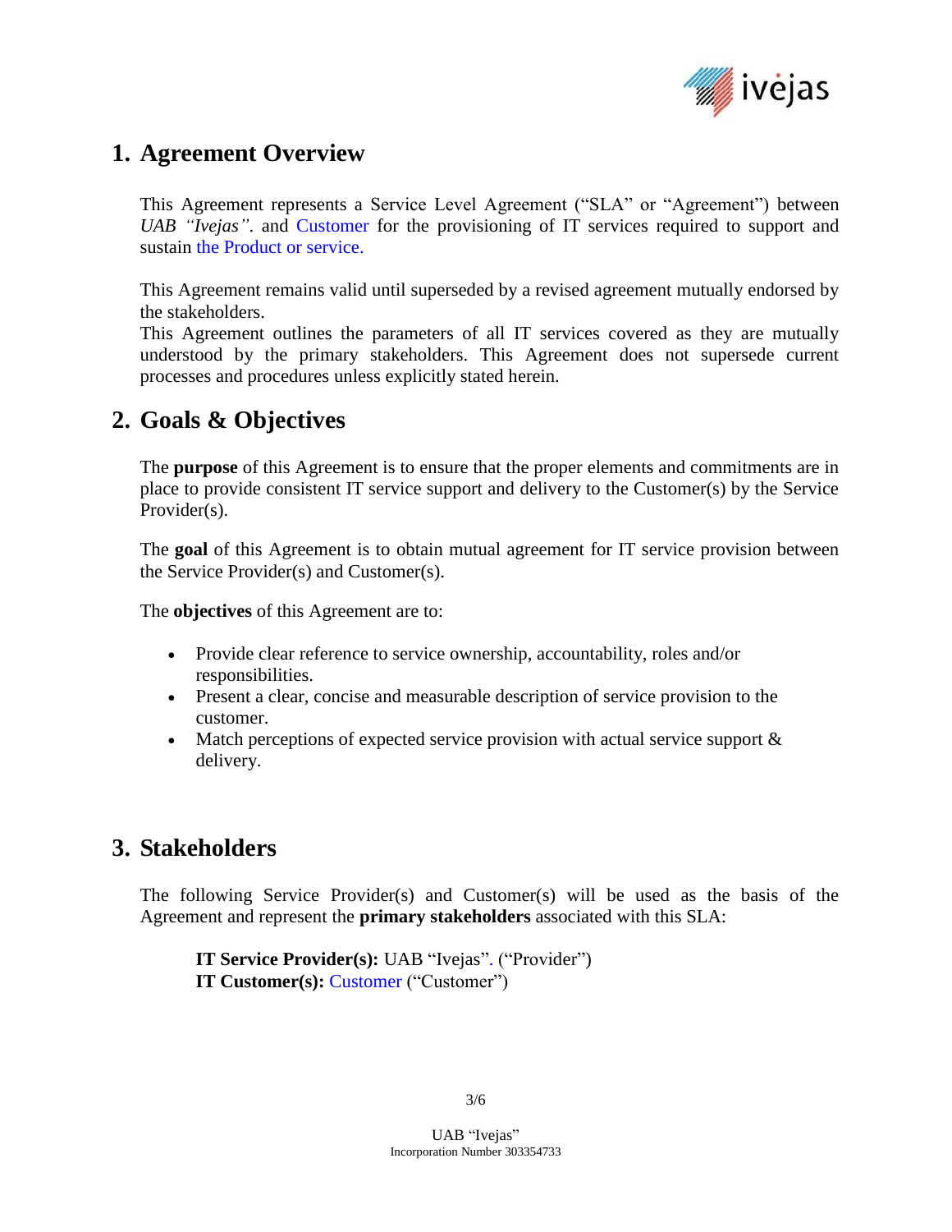## 1. Agreement Overview

This Agreement represents a Service Level Agreement ("SLA" or "Agreement") between *UAB "Ivejas"*. and Customer for the provisioning of IT services required to support and sustain the Product or service.

This Agreement remains valid until superseded by a revised agreement mutually endorsed by the stakeholders.

This Agreement outlines the parameters of all IT services covered as they are mutually understood by the primary stakeholders. This Agreement does not supersede current processes and procedures unless explicitly stated herein.

## 2. Goals & Objectives

The **purpose** of this Agreement is to ensure that the proper elements and commitments are in place to provide consistent IT service support and delivery to the Customer(s) by the Service Provider(s).

The **goal** of this Agreement is to obtain mutual agreement for IT service provision between the Service Provider(s) and Customer(s).

The **objectives** of this Agreement are to:

- Provide clear reference to service ownership, accountability, roles and/or responsibilities.
- Present a clear, concise and measurable description of service provision to the customer.
- Match perceptions of expected service provision with actual service support & delivery.

## 3. Stakeholders

The following Service Provider(s) and Customer(s) will be used as the basis of the Agreement and represent the **primary stakeholders** associated with this SLA:

**IT Service Provider(s):** UAB "Ivejas". ("Provider")
**IT Customer(s):** Customer ("Customer")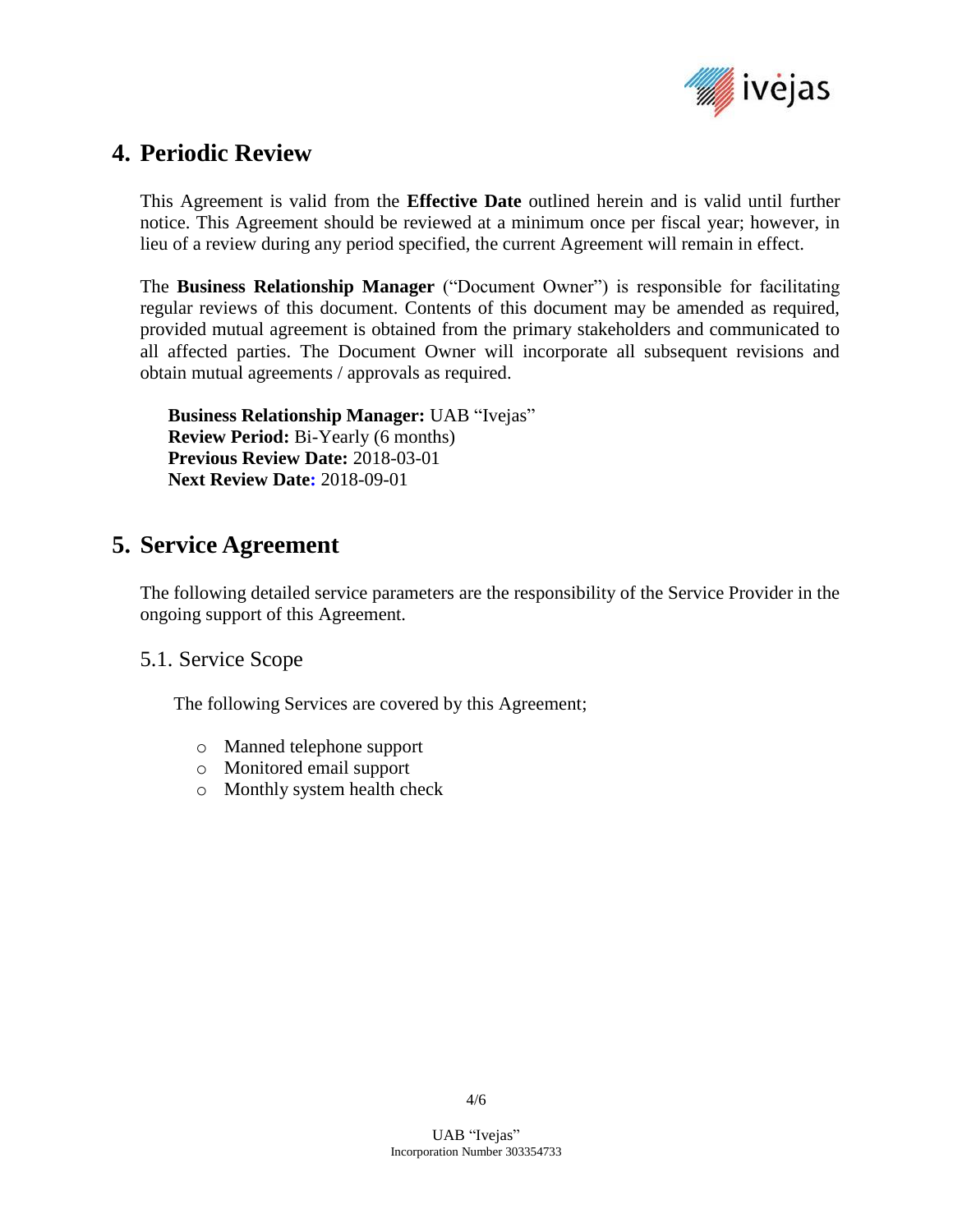## 4. Periodic Review

This Agreement is valid from the **Effective Date** outlined herein and is valid until further notice. This Agreement should be reviewed at a minimum once per fiscal year; however, in lieu of a review during any period specified, the current Agreement will remain in effect.

The **Business Relationship Manager** ("Document Owner") is responsible for facilitating regular reviews of this document. Contents of this document may be amended as required, provided mutual agreement is obtained from the primary stakeholders and communicated to all affected parties. The Document Owner will incorporate all subsequent revisions and obtain mutual agreements / approvals as required.

**Business Relationship Manager:** UAB "Ivejas"
**Review Period:** Bi-Yearly (6 months)
**Previous Review Date:** 2018-03-01
**Next Review Date:** 2018-09-01

## 5. Service Agreement

The following detailed service parameters are the responsibility of the Service Provider in the ongoing support of this Agreement.

### 5.1. Service Scope

The following Services are covered by this Agreement;

- Manned telephone support
- Monitored email support
- Monthly system health check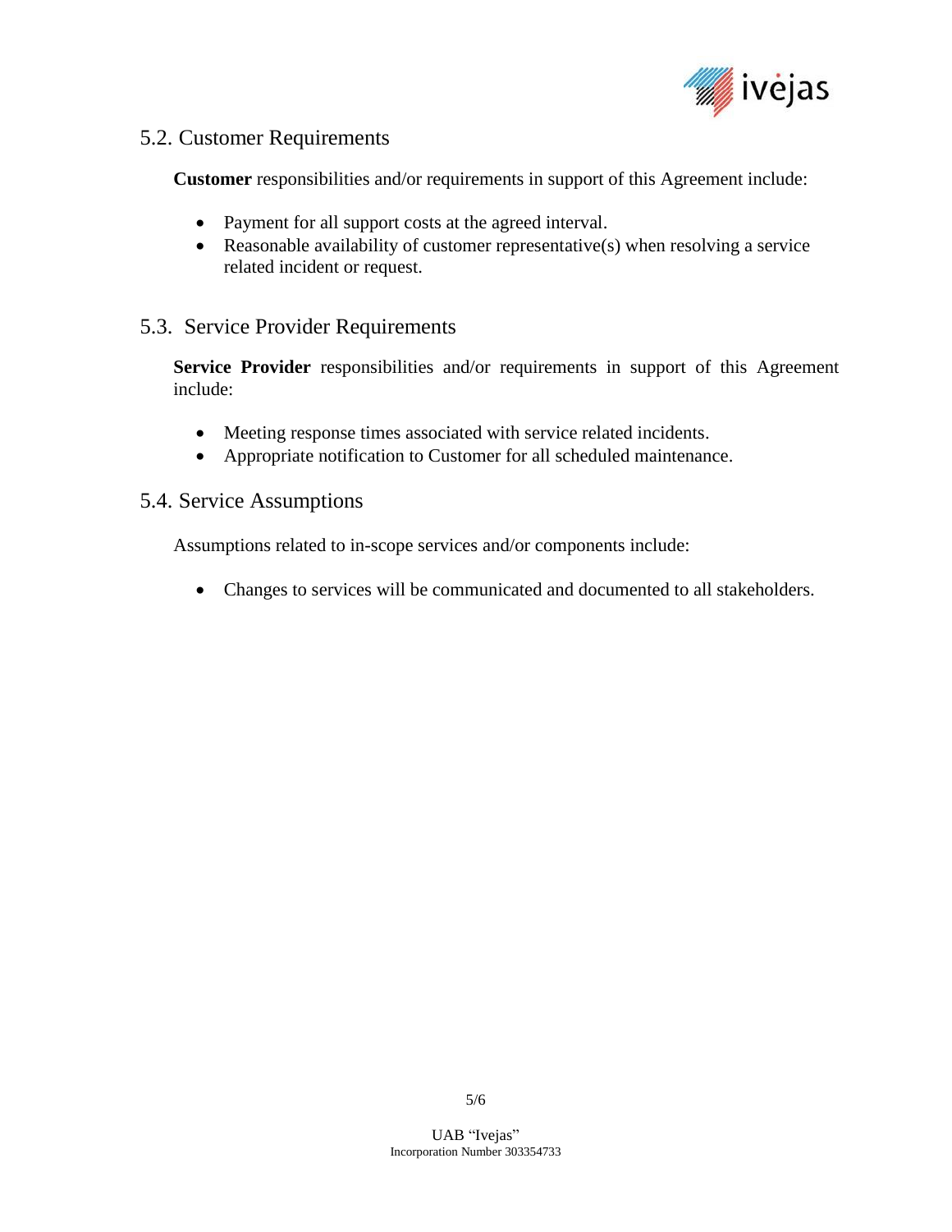## 5.2. Customer Requirements

**Customer** responsibilities and/or requirements in support of this Agreement include:

- Payment for all support costs at the agreed interval.
- Reasonable availability of customer representative(s) when resolving a service related incident or request.

## 5.3. Service Provider Requirements

**Service Provider** responsibilities and/or requirements in support of this Agreement include:

- Meeting response times associated with service related incidents.
- Appropriate notification to Customer for all scheduled maintenance.

## 5.4. Service Assumptions

Assumptions related to in-scope services and/or components include:

- Changes to services will be communicated and documented to all stakeholders.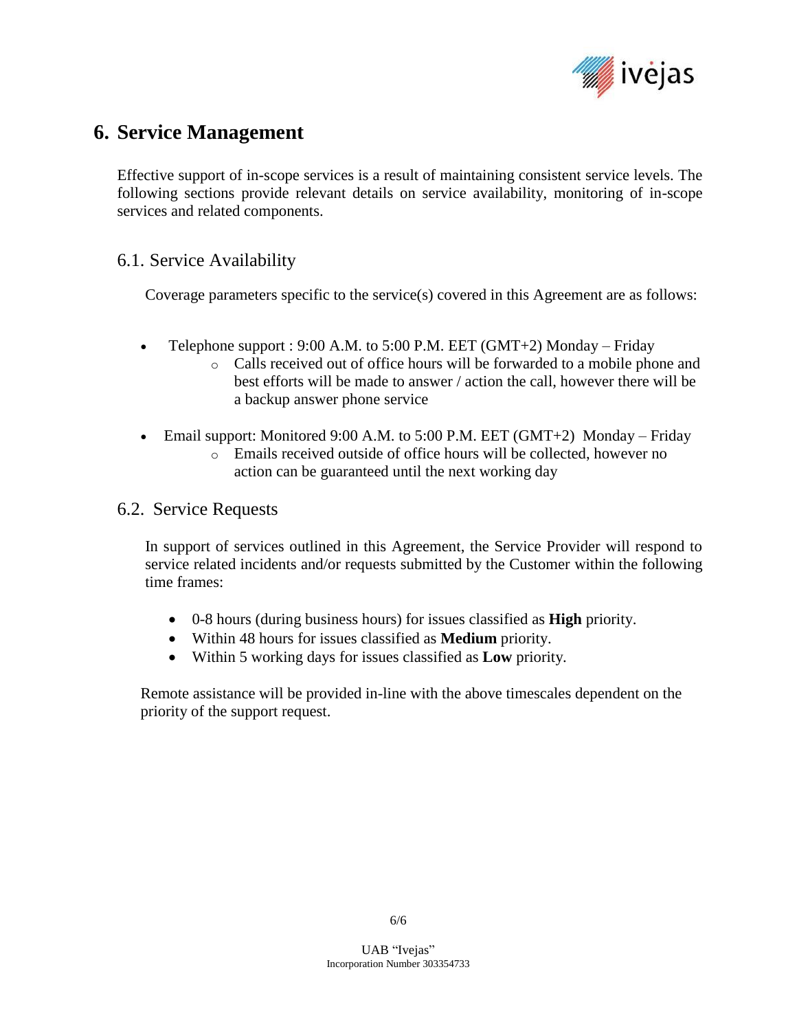# 6. Service Management

Effective support of in-scope services is a result of maintaining consistent service levels. The following sections provide relevant details on service availability, monitoring of in-scope services and related components.

## 6.1. Service Availability

Coverage parameters specific to the service(s) covered in this Agreement are as follows:

- Telephone support : 9:00 A.M. to 5:00 P.M. EET (GMT+2) Monday – Friday
  - Calls received out of office hours will be forwarded to a mobile phone and best efforts will be made to answer / action the call, however there will be a backup answer phone service
- Email support: Monitored 9:00 A.M. to 5:00 P.M. EET (GMT+2) Monday – Friday
  - Emails received outside of office hours will be collected, however no action can be guaranteed until the next working day

## 6.2. Service Requests

In support of services outlined in this Agreement, the Service Provider will respond to service related incidents and/or requests submitted by the Customer within the following time frames:

- 0-8 hours (during business hours) for issues classified as **High** priority.
- Within 48 hours for issues classified as **Medium** priority.
- Within 5 working days for issues classified as **Low** priority.

Remote assistance will be provided in-line with the above timescales dependent on the priority of the support request.

UAB "Ivejas"
Incorporation Number 303354733